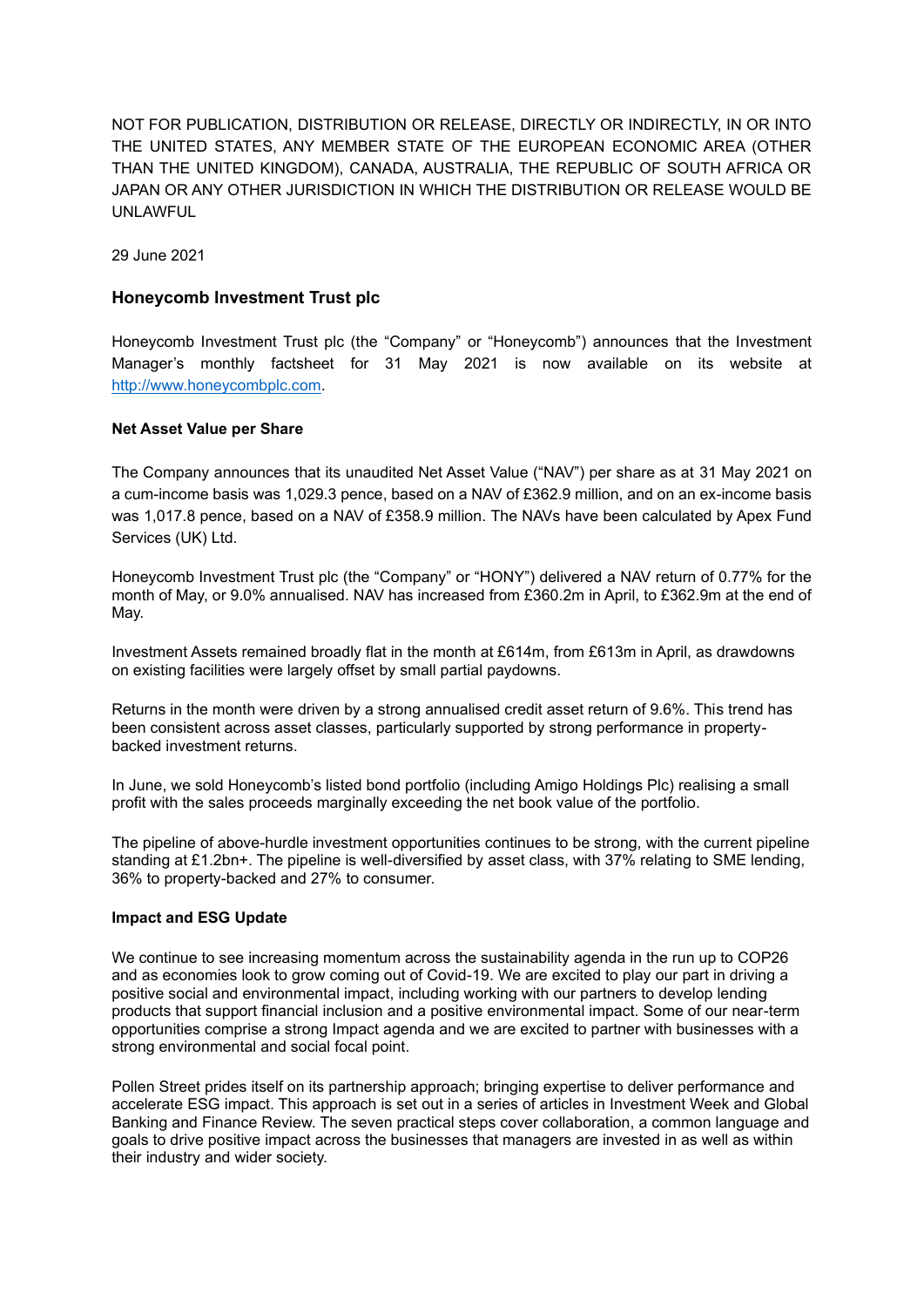NOT FOR PUBLICATION, DISTRIBUTION OR RELEASE, DIRECTLY OR INDIRECTLY, IN OR INTO THE UNITED STATES, ANY MEMBER STATE OF THE EUROPEAN ECONOMIC AREA (OTHER THAN THE UNITED KINGDOM), CANADA, AUSTRALIA, THE REPUBLIC OF SOUTH AFRICA OR JAPAN OR ANY OTHER JURISDICTION IN WHICH THE DISTRIBUTION OR RELEASE WOULD BE UNLAWFUL

29 June 2021

## Honeycomb Investment Trust plc

Honeycomb Investment Trust plc (the "Company" or "Honeycomb") announces that the Investment Manager's monthly factsheet for 31 May 2021 is now available on its website at http://www.honeycombplc.com.

**Net Asset Value per Share**

The Company announces that its unaudited Net Asset Value ("NAV") per share as at 31 May 2021 on a cum-income basis was 1,029.3 pence, based on a NAV of £362.9 million, and on an ex-income basis was 1,017.8 pence, based on a NAV of £358.9 million. The NAVs have been calculated by Apex Fund Services (UK) Ltd.

Honeycomb Investment Trust plc (the "Company" or "HONY") delivered a NAV return of 0.77% for the month of May, or 9.0% annualised. NAV has increased from £360.2m in April, to £362.9m at the end of May.

Investment Assets remained broadly flat in the month at £614m, from £613m in April, as drawdowns on existing facilities were largely offset by small partial paydowns.

Returns in the month were driven by a strong annualised credit asset return of 9.6%. This trend has been consistent across asset classes, particularly supported by strong performance in property-backed investment returns.

In June, we sold Honeycomb's listed bond portfolio (including Amigo Holdings Plc) realising a small profit with the sales proceeds marginally exceeding the net book value of the portfolio.

The pipeline of above-hurdle investment opportunities continues to be strong, with the current pipeline standing at £1.2bn+. The pipeline is well-diversified by asset class, with 37% relating to SME lending, 36% to property-backed and 27% to consumer.

**Impact and ESG Update**

We continue to see increasing momentum across the sustainability agenda in the run up to COP26 and as economies look to grow coming out of Covid-19. We are excited to play our part in driving a positive social and environmental impact, including working with our partners to develop lending products that support financial inclusion and a positive environmental impact. Some of our near-term opportunities comprise a strong Impact agenda and we are excited to partner with businesses with a strong environmental and social focal point.

Pollen Street prides itself on its partnership approach; bringing expertise to deliver performance and accelerate ESG impact. This approach is set out in a series of articles in Investment Week and Global Banking and Finance Review. The seven practical steps cover collaboration, a common language and goals to drive positive impact across the businesses that managers are invested in as well as within their industry and wider society.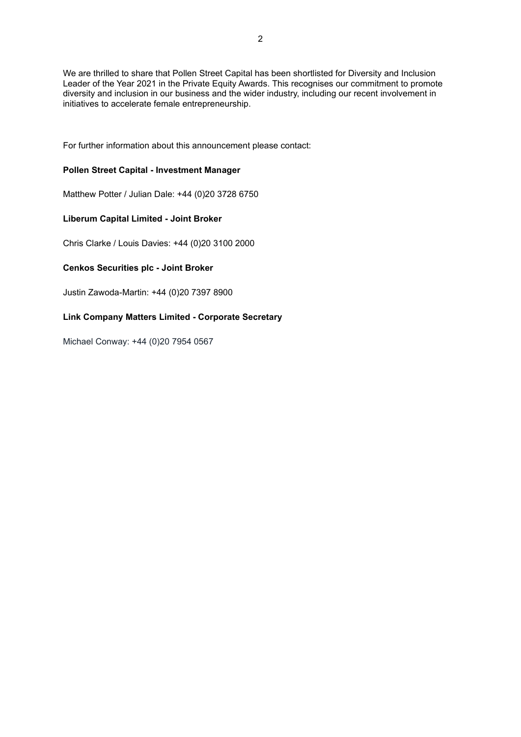We are thrilled to share that Pollen Street Capital has been shortlisted for Diversity and Inclusion Leader of the Year 2021 in the Private Equity Awards. This recognises our commitment to promote diversity and inclusion in our business and the wider industry, including our recent involvement in initiatives to accelerate female entrepreneurship.

For further information about this announcement please contact:

**Pollen Street Capital - Investment Manager**

Matthew Potter / Julian Dale: +44 (0)20 3728 6750

**Liberum Capital Limited - Joint Broker**

Chris Clarke / Louis Davies: +44 (0)20 3100 2000

**Cenkos Securities plc - Joint Broker**

Justin Zawoda-Martin: +44 (0)20 7397 8900

**Link Company Matters Limited - Corporate Secretary**

Michael Conway: +44 (0)20 7954 0567